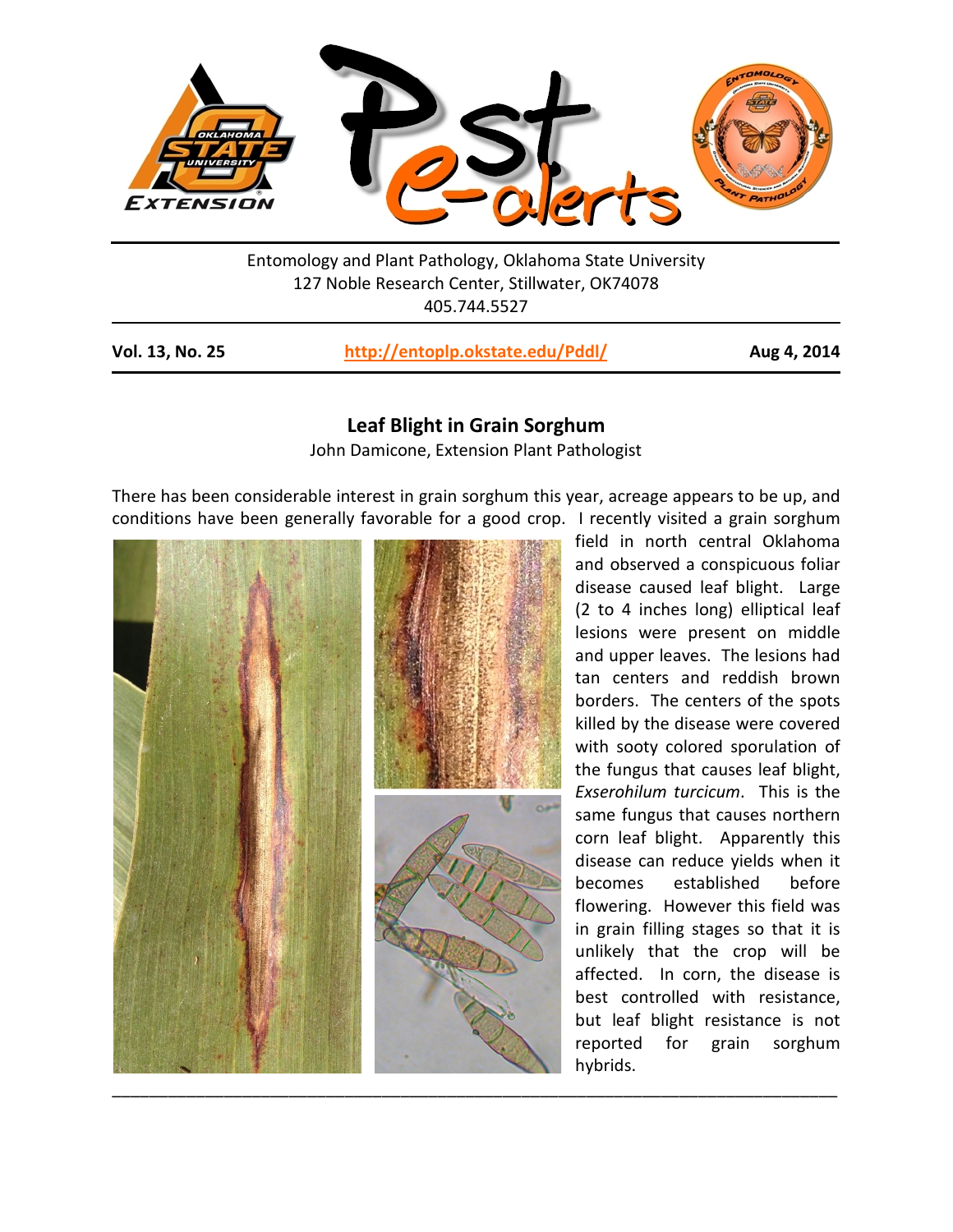Entomology and Plant Pathology, Oklahoma State University
127 Noble Research Center, Stillwater, OK74078
405.744.5527

**Vol. 13, No. 25** | **http://entoplp.okstate.edu/Pddl/** | **Aug 4, 2014**

## Leaf Blight in Grain Sorghum

John Damicone, Extension Plant Pathologist

There has been considerable interest in grain sorghum this year, acreage appears to be up, and conditions have been generally favorable for a good crop. I recently visited a grain sorghum field in north central Oklahoma and observed a conspicuous foliar disease caused leaf blight. Large (2 to 4 inches long) elliptical leaf lesions were present on middle and upper leaves. The lesions had tan centers and reddish brown borders. The centers of the spots killed by the disease were covered with sooty colored sporulation of the fungus that causes leaf blight, *Exserohilum turcicum*. This is the same fungus that causes northern corn leaf blight. Apparently this disease can reduce yields when it becomes established before flowering. However this field was in grain filling stages so that it is unlikely that the crop will be affected. In corn, the disease is best controlled with resistance, but leaf blight resistance is not reported for grain sorghum hybrids.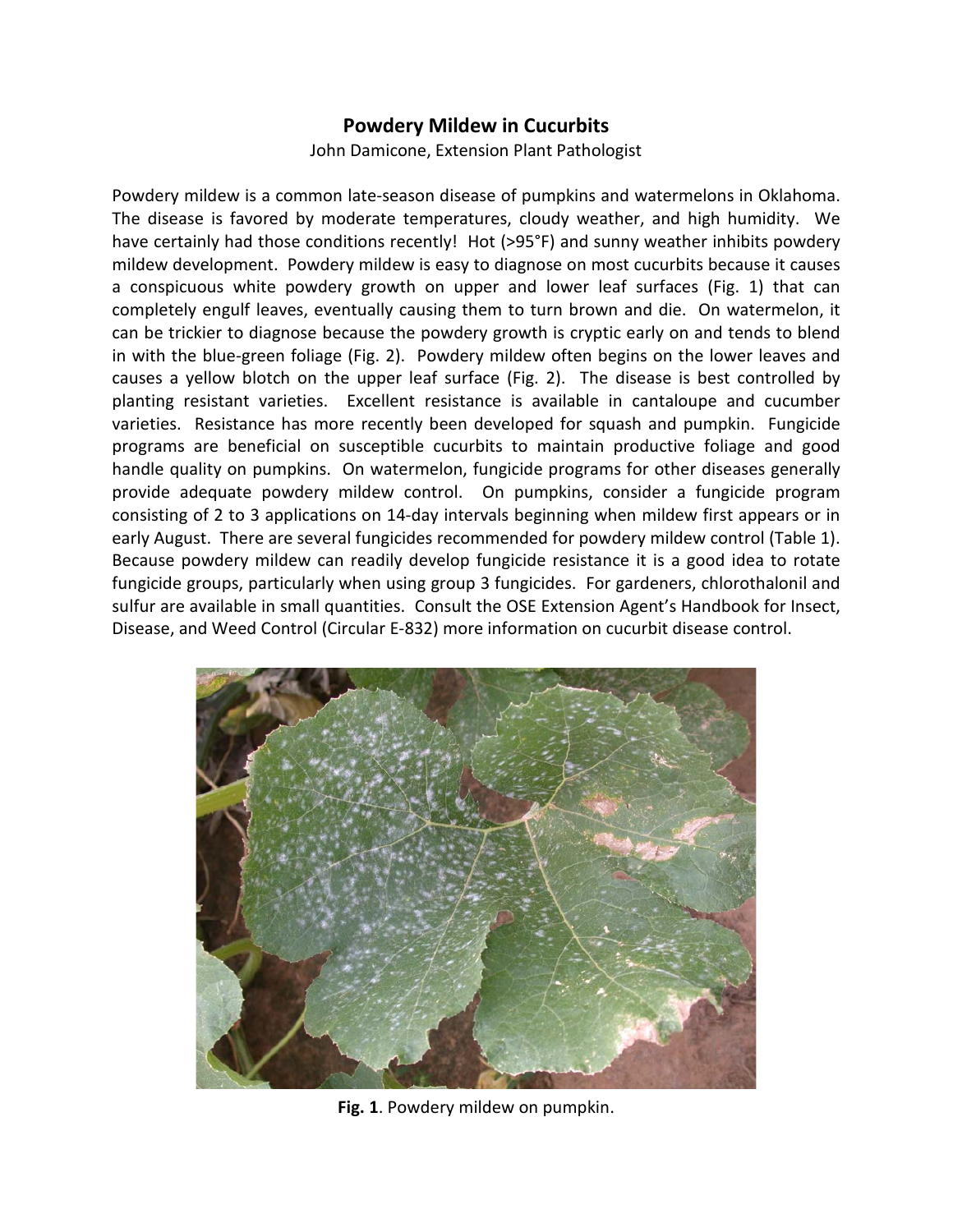## Powdery Mildew in Cucurbits

John Damicone, Extension Plant Pathologist

Powdery mildew is a common late-season disease of pumpkins and watermelons in Oklahoma. The disease is favored by moderate temperatures, cloudy weather, and high humidity. We have certainly had those conditions recently! Hot (>95°F) and sunny weather inhibits powdery mildew development. Powdery mildew is easy to diagnose on most cucurbits because it causes a conspicuous white powdery growth on upper and lower leaf surfaces (Fig. 1) that can completely engulf leaves, eventually causing them to turn brown and die. On watermelon, it can be trickier to diagnose because the powdery growth is cryptic early on and tends to blend in with the blue-green foliage (Fig. 2). Powdery mildew often begins on the lower leaves and causes a yellow blotch on the upper leaf surface (Fig. 2). The disease is best controlled by planting resistant varieties. Excellent resistance is available in cantaloupe and cucumber varieties. Resistance has more recently been developed for squash and pumpkin. Fungicide programs are beneficial on susceptible cucurbits to maintain productive foliage and good handle quality on pumpkins. On watermelon, fungicide programs for other diseases generally provide adequate powdery mildew control. On pumpkins, consider a fungicide program consisting of 2 to 3 applications on 14-day intervals beginning when mildew first appears or in early August. There are several fungicides recommended for powdery mildew control (Table 1). Because powdery mildew can readily develop fungicide resistance it is a good idea to rotate fungicide groups, particularly when using group 3 fungicides. For gardeners, chlorothalonil and sulfur are available in small quantities. Consult the OSE Extension Agent's Handbook for Insect, Disease, and Weed Control (Circular E-832) more information on cucurbit disease control.

**Fig. 1**. Powdery mildew on pumpkin.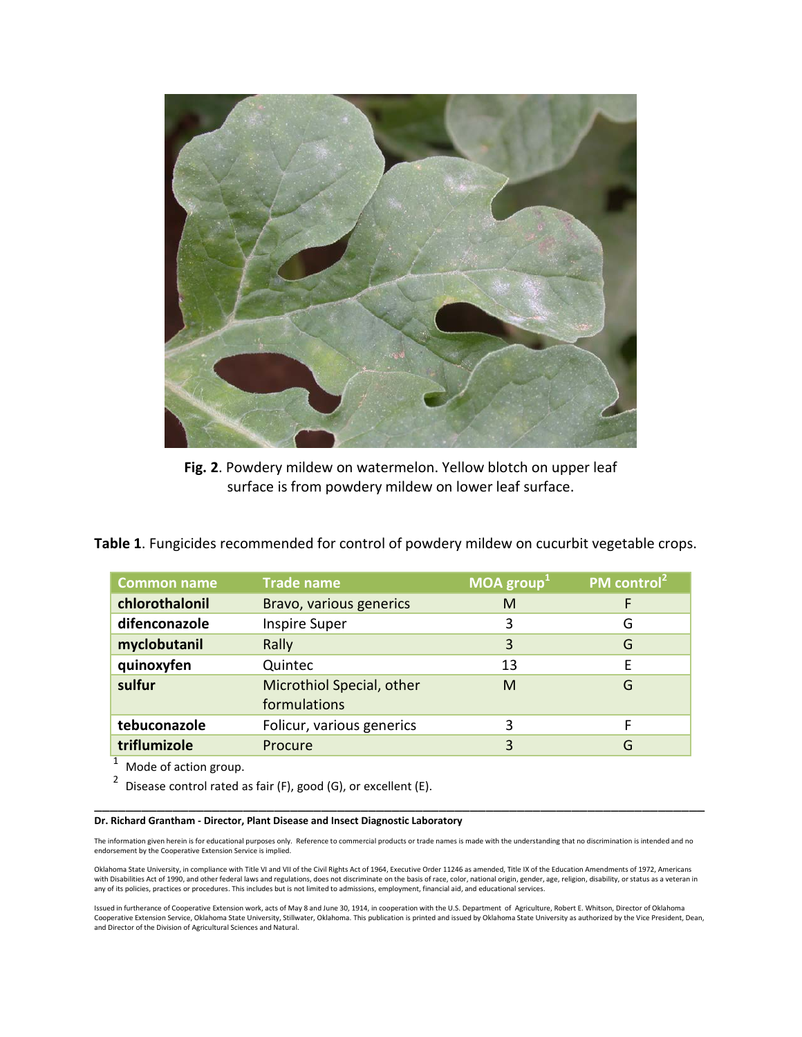**Fig. 2**. Powdery mildew on watermelon. Yellow blotch on upper leaf surface is from powdery mildew on lower leaf surface.

**Table 1**. Fungicides recommended for control of powdery mildew on cucurbit vegetable crops.

| Common name | Trade name | MOA group[1] | PM control[2] |
|---|---|---|---|
| **chlorothalonil** | Bravo, various generics | M | F |
| **difenconazole** | Inspire Super | 3 | G |
| **myclobutanil** | Rally | 3 | G |
| **quinoxyfen** | Quintec | 13 | E |
| **sulfur** | Microthiol Special, other formulations | M | G |
| **tebuconazole** | Folicur, various generics | 3 | F |
| **triflumizole** | Procure | 3 | G |

[1] Mode of action group.

[2] Disease control rated as fair (F), good (G), or excellent (E).

---

**Dr. Richard Grantham - Director, Plant Disease and Insect Diagnostic Laboratory**

The information given herein is for educational purposes only. Reference to commercial products or trade names is made with the understanding that no discrimination is intended and no endorsement by the Cooperative Extension Service is implied.

Oklahoma State University, in compliance with Title VI and VII of the Civil Rights Act of 1964, Executive Order 11246 as amended, Title IX of the Education Amendments of 1972, Americans with Disabilities Act of 1990, and other federal laws and regulations, does not discriminate on the basis of race, color, national origin, gender, age, religion, disability, or status as a veteran in any of its policies, practices or procedures. This includes but is not limited to admissions, employment, financial aid, and educational services.

Issued in furtherance of Cooperative Extension work, acts of May 8 and June 30, 1914, in cooperation with the U.S. Department of Agriculture, Robert E. Whitson, Director of Oklahoma Cooperative Extension Service, Oklahoma State University, Stillwater, Oklahoma. This publication is printed and issued by Oklahoma State University as authorized by the Vice President, Dean, and Director of the Division of Agricultural Sciences and Natural.